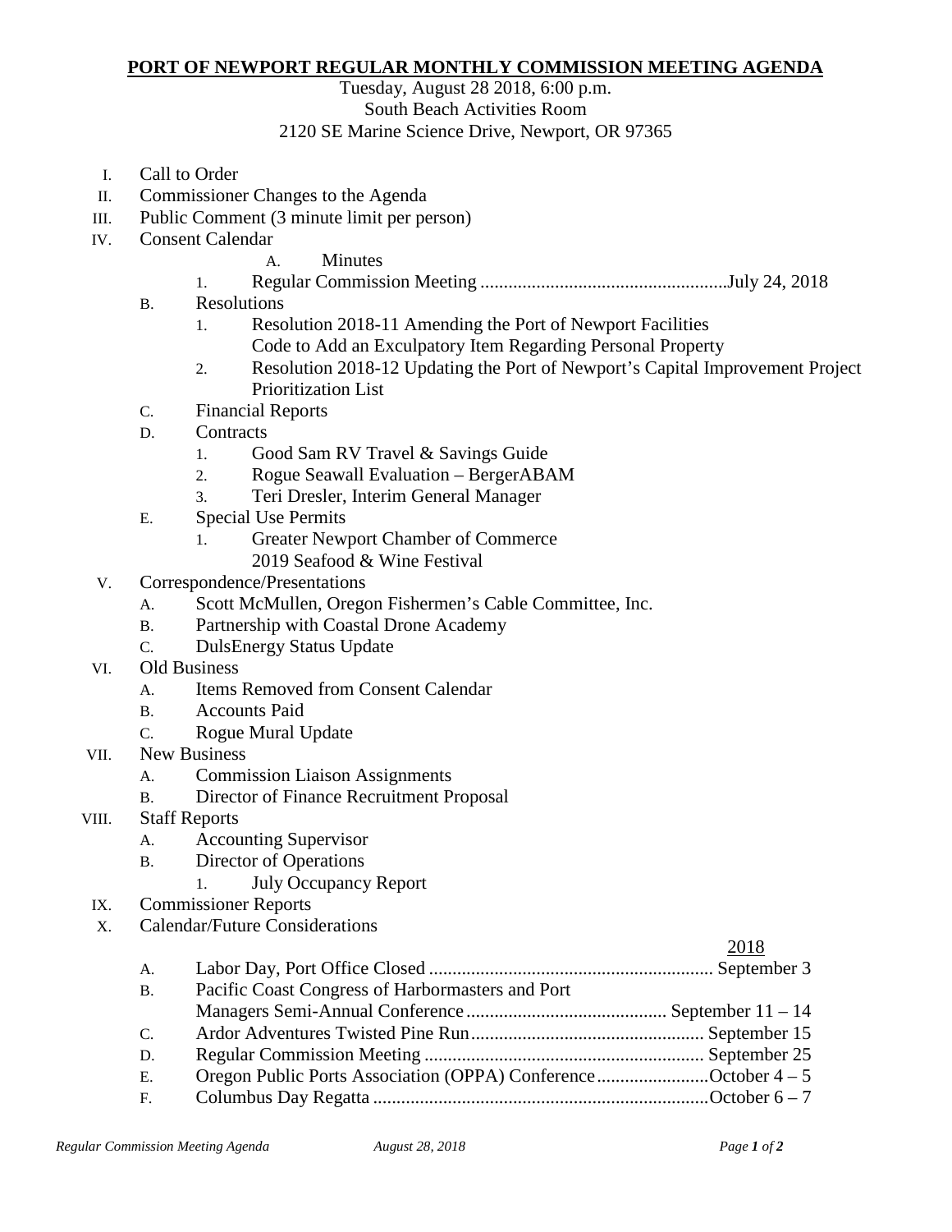# PORT OF NEWPORT REGULAR MONTHLY COMMISSION MEETING AGENDA

Tuesday, August 28 2018, 6:00 p.m.
South Beach Activities Room
2120 SE Marine Science Drive, Newport, OR 97365

I. Call to Order

II. Commissioner Changes to the Agenda

III. Public Comment (3 minute limit per person)

IV. Consent Calendar
   - A. Minutes
      1. Regular Commission Meeting .....................................................July 24, 2018
   - B. Resolutions
      1. Resolution 2018-11 Amending the Port of Newport Facilities Code to Add an Exculpatory Item Regarding Personal Property
      2. Resolution 2018-12 Updating the Port of Newport's Capital Improvement Project Prioritization List
   - C. Financial Reports
   - D. Contracts
      1. Good Sam RV Travel & Savings Guide
      2. Rogue Seawall Evaluation – BergerABAM
      3. Teri Dresler, Interim General Manager
   - E. Special Use Permits
      1. Greater Newport Chamber of Commerce 2019 Seafood & Wine Festival

V. Correspondence/Presentations
   - A. Scott McMullen, Oregon Fishermen's Cable Committee, Inc.
   - B. Partnership with Coastal Drone Academy
   - C. DulsEnergy Status Update

VI. Old Business
   - A. Items Removed from Consent Calendar
   - B. Accounts Paid
   - C. Rogue Mural Update

VII. New Business
   - A. Commission Liaison Assignments
   - B. Director of Finance Recruitment Proposal

VIII. Staff Reports
   - A. Accounting Supervisor
   - B. Director of Operations
      1. July Occupancy Report

IX. Commissioner Reports

X. Calendar/Future Considerations

<u>2018</u>

   - A. Labor Day, Port Office Closed ............................................................ September 3
   - B. Pacific Coast Congress of Harbormasters and Port Managers Semi-Annual Conference ........................................... September 11 – 14
   - C. Ardor Adventures Twisted Pine Run.................................................. September 15
   - D. Regular Commission Meeting ........................................................... September 25
   - E. Oregon Public Ports Association (OPPA) Conference........................October 4 – 5
   - F. Columbus Day Regatta .......................................................................October 6 – 7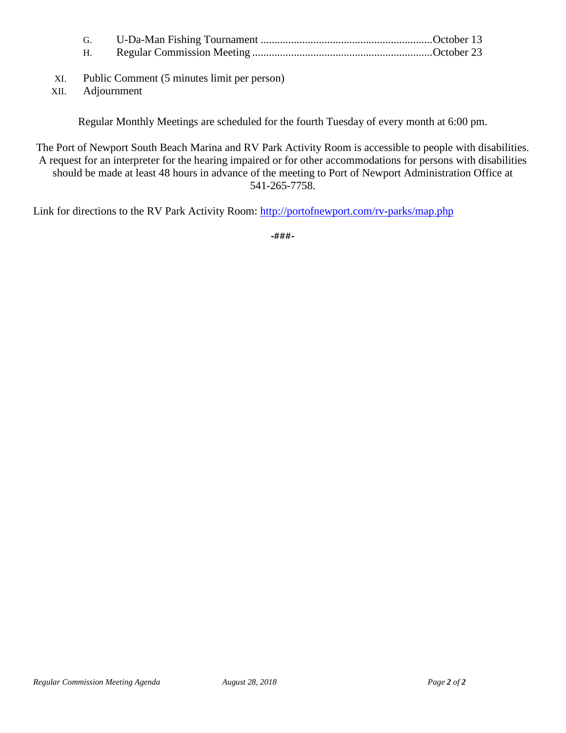G. U-Da-Man Fishing Tournament ............................................................October 13
H. Regular Commission Meeting ...............................................................October 23

XI. Public Comment (5 minutes limit per person)
XII. Adjournment

Regular Monthly Meetings are scheduled for the fourth Tuesday of every month at 6:00 pm.

The Port of Newport South Beach Marina and RV Park Activity Room is accessible to people with disabilities. A request for an interpreter for the hearing impaired or for other accommodations for persons with disabilities should be made at least 48 hours in advance of the meeting to Port of Newport Administration Office at 541-265-7758.

Link for directions to the RV Park Activity Room: http://portofnewport.com/rv-parks/map.php

**-###-**